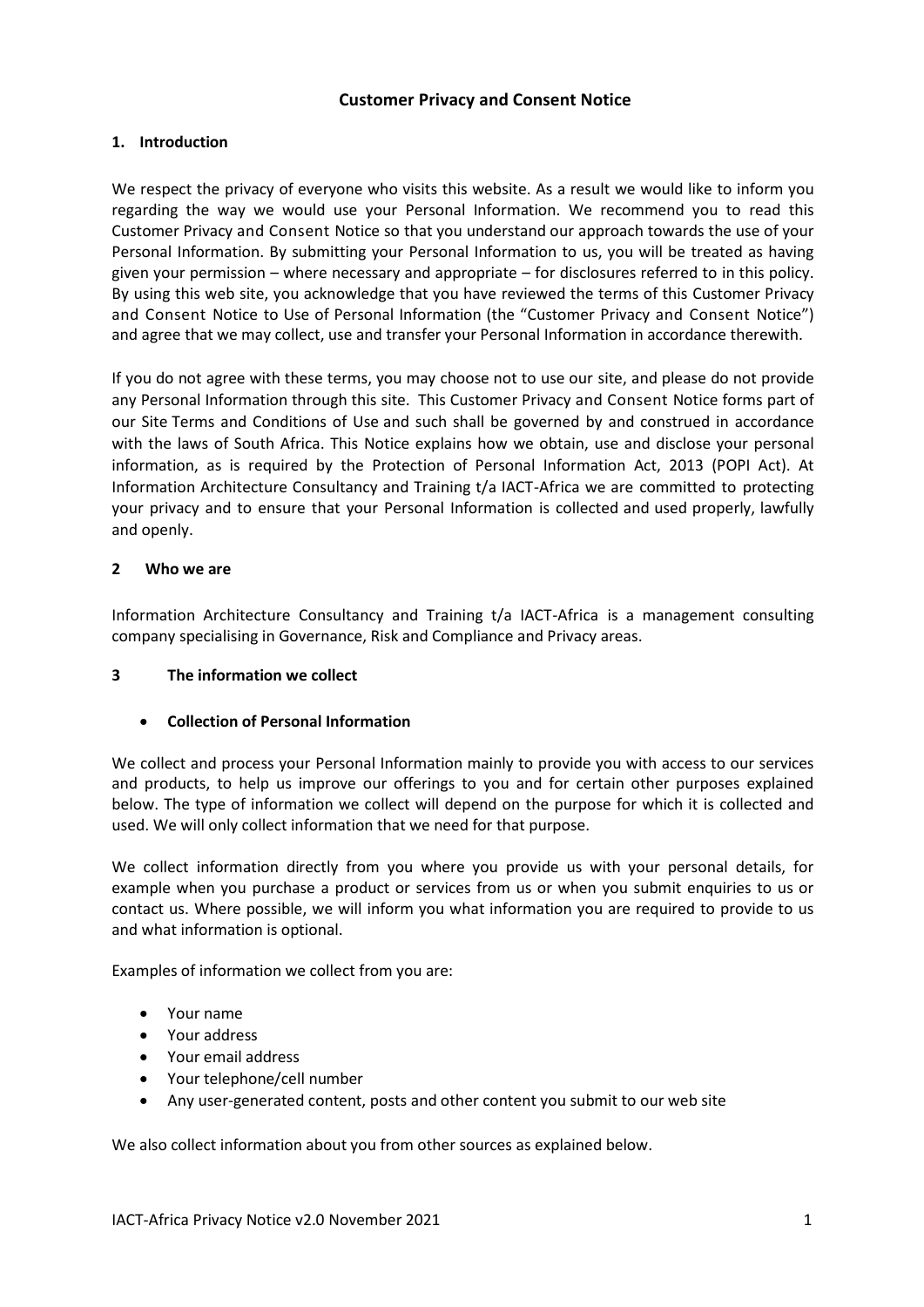# Customer Privacy and Consent Notice

## 1. Introduction

We respect the privacy of everyone who visits this website. As a result we would like to inform you regarding the way we would use your Personal Information. We recommend you to read this Customer Privacy and Consent Notice so that you understand our approach towards the use of your Personal Information. By submitting your Personal Information to us, you will be treated as having given your permission – where necessary and appropriate – for disclosures referred to in this policy. By using this web site, you acknowledge that you have reviewed the terms of this Customer Privacy and Consent Notice to Use of Personal Information (the "Customer Privacy and Consent Notice") and agree that we may collect, use and transfer your Personal Information in accordance therewith.

If you do not agree with these terms, you may choose not to use our site, and please do not provide any Personal Information through this site. This Customer Privacy and Consent Notice forms part of our Site Terms and Conditions of Use and such shall be governed by and construed in accordance with the laws of South Africa. This Notice explains how we obtain, use and disclose your personal information, as is required by the Protection of Personal Information Act, 2013 (POPI Act). At Information Architecture Consultancy and Training t/a IACT-Africa we are committed to protecting your privacy and to ensure that your Personal Information is collected and used properly, lawfully and openly.

## 2 Who we are

Information Architecture Consultancy and Training t/a IACT-Africa is a management consulting company specialising in Governance, Risk and Compliance and Privacy areas.

## 3 The information we collect

- **Collection of Personal Information**

We collect and process your Personal Information mainly to provide you with access to our services and products, to help us improve our offerings to you and for certain other purposes explained below. The type of information we collect will depend on the purpose for which it is collected and used. We will only collect information that we need for that purpose.

We collect information directly from you where you provide us with your personal details, for example when you purchase a product or services from us or when you submit enquiries to us or contact us. Where possible, we will inform you what information you are required to provide to us and what information is optional.

Examples of information we collect from you are:

- Your name
- Your address
- Your email address
- Your telephone/cell number
- Any user-generated content, posts and other content you submit to our web site

We also collect information about you from other sources as explained below.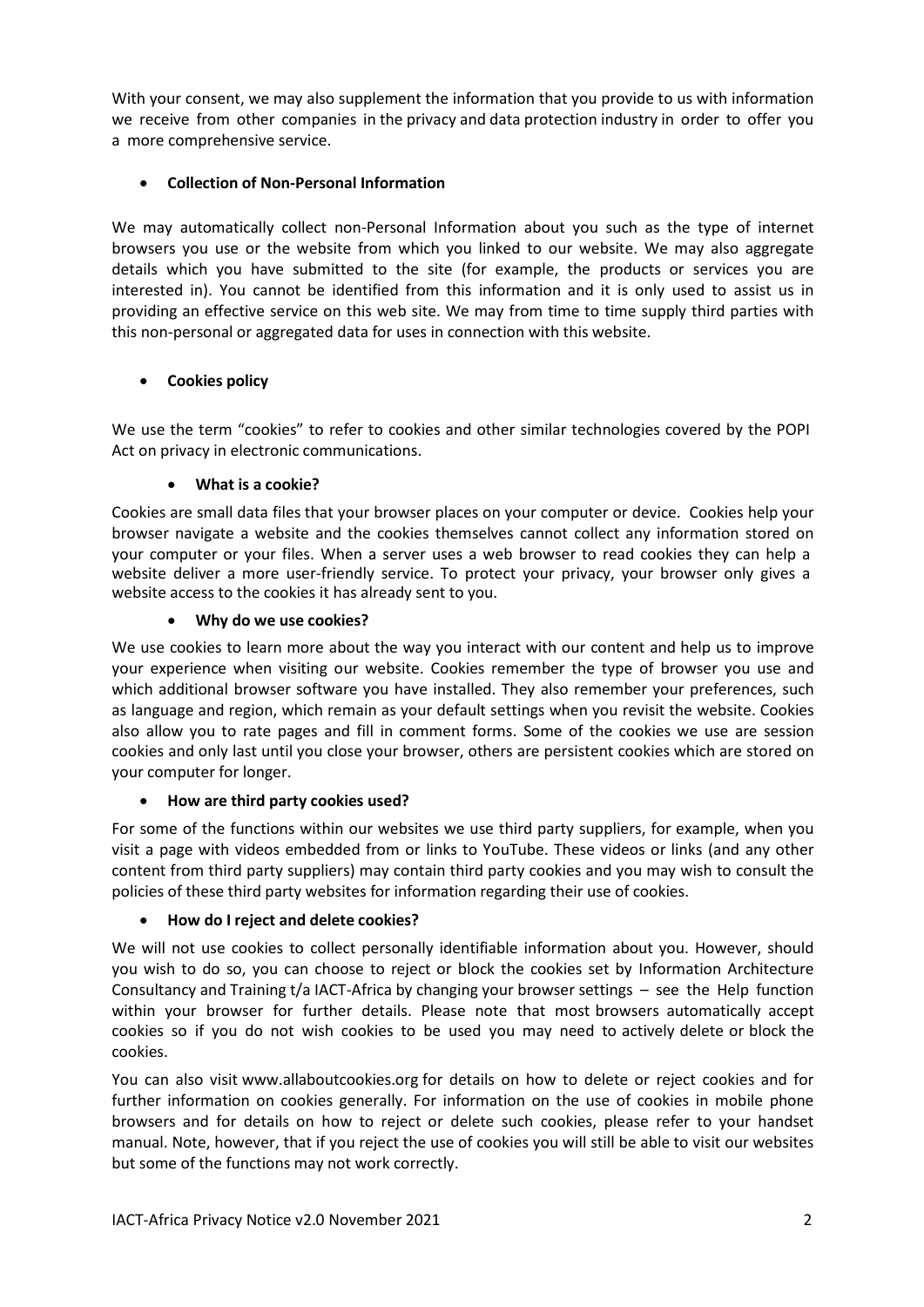With your consent, we may also supplement the information that you provide to us with information we receive from other companies in the privacy and data protection industry in order to offer you a more comprehensive service.

- **Collection of Non-Personal Information**

We may automatically collect non-Personal Information about you such as the type of internet browsers you use or the website from which you linked to our website. We may also aggregate details which you have submitted to the site (for example, the products or services you are interested in). You cannot be identified from this information and it is only used to assist us in providing an effective service on this web site. We may from time to time supply third parties with this non-personal or aggregated data for uses in connection with this website.

- **Cookies policy**

We use the term "cookies" to refer to cookies and other similar technologies covered by the POPI Act on privacy in electronic communications.

  - **What is a cookie?**

Cookies are small data files that your browser places on your computer or device. Cookies help your browser navigate a website and the cookies themselves cannot collect any information stored on your computer or your files. When a server uses a web browser to read cookies they can help a website deliver a more user-friendly service. To protect your privacy, your browser only gives a website access to the cookies it has already sent to you.

  - **Why do we use cookies?**

We use cookies to learn more about the way you interact with our content and help us to improve your experience when visiting our website. Cookies remember the type of browser you use and which additional browser software you have installed. They also remember your preferences, such as language and region, which remain as your default settings when you revisit the website. Cookies also allow you to rate pages and fill in comment forms. Some of the cookies we use are session cookies and only last until you close your browser, others are persistent cookies which are stored on your computer for longer.

- **How are third party cookies used?**

For some of the functions within our websites we use third party suppliers, for example, when you visit a page with videos embedded from or links to YouTube. These videos or links (and any other content from third party suppliers) may contain third party cookies and you may wish to consult the policies of these third party websites for information regarding their use of cookies.

- **How do I reject and delete cookies?**

We will not use cookies to collect personally identifiable information about you. However, should you wish to do so, you can choose to reject or block the cookies set by Information Architecture Consultancy and Training t/a IACT-Africa by changing your browser settings – see the Help function within your browser for further details. Please note that most browsers automatically accept cookies so if you do not wish cookies to be used you may need to actively delete or block the cookies.

You can also visit www.allaboutcookies.org for details on how to delete or reject cookies and for further information on cookies generally. For information on the use of cookies in mobile phone browsers and for details on how to reject or delete such cookies, please refer to your handset manual. Note, however, that if you reject the use of cookies you will still be able to visit our websites but some of the functions may not work correctly.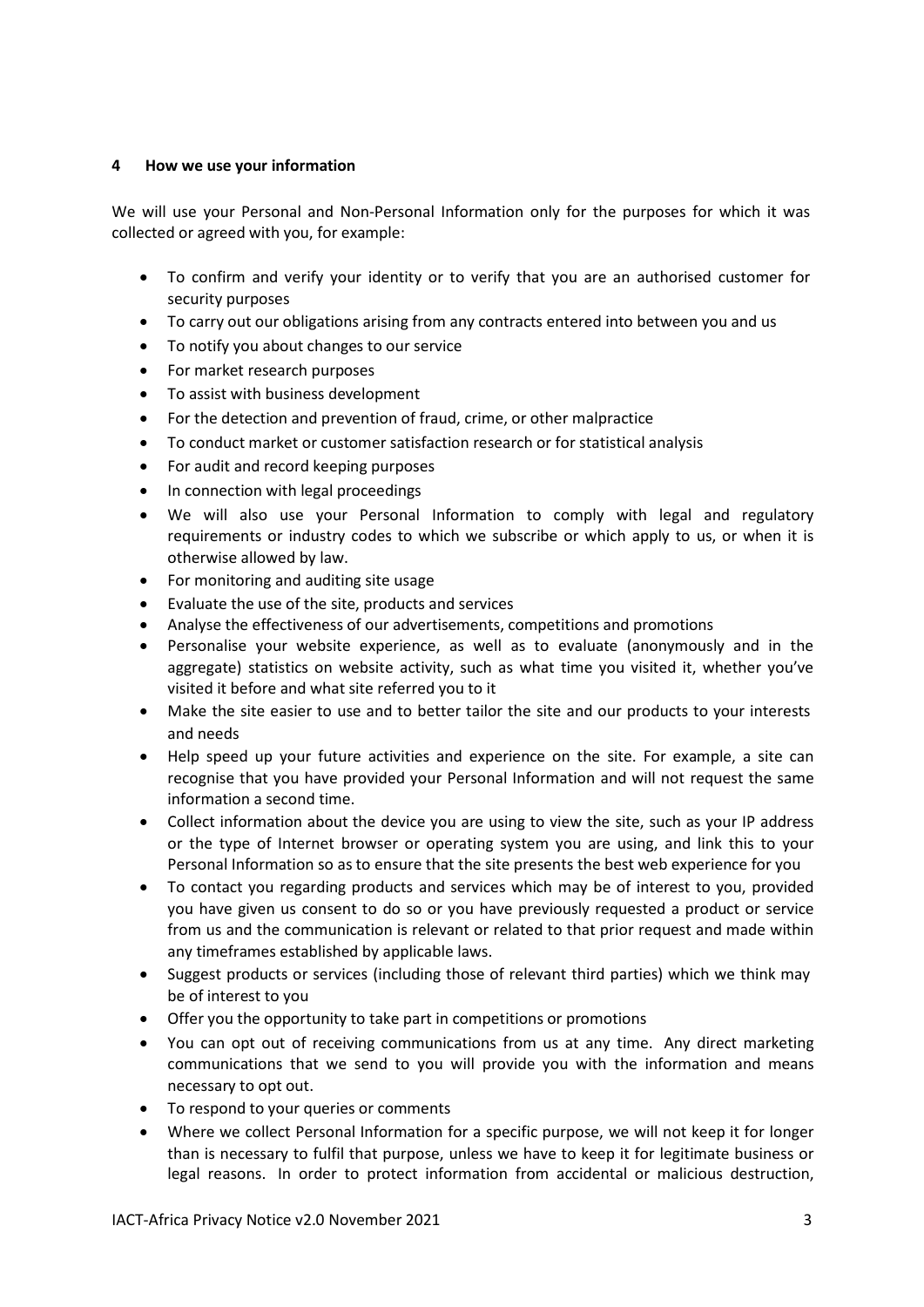## 4 How we use your information

We will use your Personal and Non-Personal Information only for the purposes for which it was collected or agreed with you, for example:

- To confirm and verify your identity or to verify that you are an authorised customer for security purposes
- To carry out our obligations arising from any contracts entered into between you and us
- To notify you about changes to our service
- For market research purposes
- To assist with business development
- For the detection and prevention of fraud, crime, or other malpractice
- To conduct market or customer satisfaction research or for statistical analysis
- For audit and record keeping purposes
- In connection with legal proceedings
- We will also use your Personal Information to comply with legal and regulatory requirements or industry codes to which we subscribe or which apply to us, or when it is otherwise allowed by law.
- For monitoring and auditing site usage
- Evaluate the use of the site, products and services
- Analyse the effectiveness of our advertisements, competitions and promotions
- Personalise your website experience, as well as to evaluate (anonymously and in the aggregate) statistics on website activity, such as what time you visited it, whether you've visited it before and what site referred you to it
- Make the site easier to use and to better tailor the site and our products to your interests and needs
- Help speed up your future activities and experience on the site. For example, a site can recognise that you have provided your Personal Information and will not request the same information a second time.
- Collect information about the device you are using to view the site, such as your IP address or the type of Internet browser or operating system you are using, and link this to your Personal Information so as to ensure that the site presents the best web experience for you
- To contact you regarding products and services which may be of interest to you, provided you have given us consent to do so or you have previously requested a product or service from us and the communication is relevant or related to that prior request and made within any timeframes established by applicable laws.
- Suggest products or services (including those of relevant third parties) which we think may be of interest to you
- Offer you the opportunity to take part in competitions or promotions
- You can opt out of receiving communications from us at any time. Any direct marketing communications that we send to you will provide you with the information and means necessary to opt out.
- To respond to your queries or comments
- Where we collect Personal Information for a specific purpose, we will not keep it for longer than is necessary to fulfil that purpose, unless we have to keep it for legitimate business or legal reasons. In order to protect information from accidental or malicious destruction,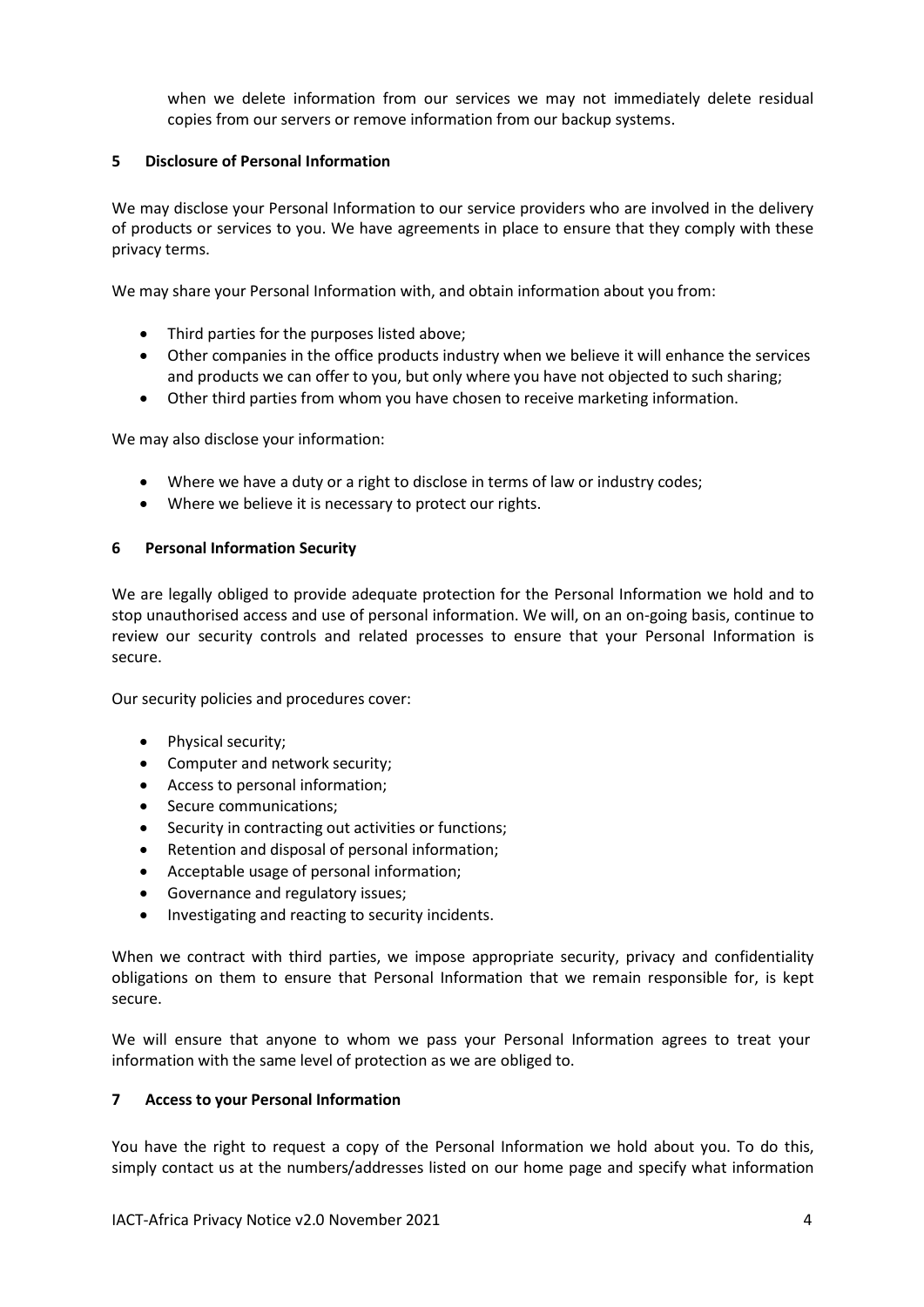when we delete information from our services we may not immediately delete residual copies from our servers or remove information from our backup systems.

## 5 Disclosure of Personal Information

We may disclose your Personal Information to our service providers who are involved in the delivery of products or services to you. We have agreements in place to ensure that they comply with these privacy terms.

We may share your Personal Information with, and obtain information about you from:

- Third parties for the purposes listed above;
- Other companies in the office products industry when we believe it will enhance the services and products we can offer to you, but only where you have not objected to such sharing;
- Other third parties from whom you have chosen to receive marketing information.

We may also disclose your information:

- Where we have a duty or a right to disclose in terms of law or industry codes;
- Where we believe it is necessary to protect our rights.

## 6 Personal Information Security

We are legally obliged to provide adequate protection for the Personal Information we hold and to stop unauthorised access and use of personal information. We will, on an on-going basis, continue to review our security controls and related processes to ensure that your Personal Information is secure.

Our security policies and procedures cover:

- Physical security;
- Computer and network security;
- Access to personal information;
- Secure communications;
- Security in contracting out activities or functions;
- Retention and disposal of personal information;
- Acceptable usage of personal information;
- Governance and regulatory issues;
- Investigating and reacting to security incidents.

When we contract with third parties, we impose appropriate security, privacy and confidentiality obligations on them to ensure that Personal Information that we remain responsible for, is kept secure.

We will ensure that anyone to whom we pass your Personal Information agrees to treat your information with the same level of protection as we are obliged to.

## 7 Access to your Personal Information

You have the right to request a copy of the Personal Information we hold about you. To do this, simply contact us at the numbers/addresses listed on our home page and specify what information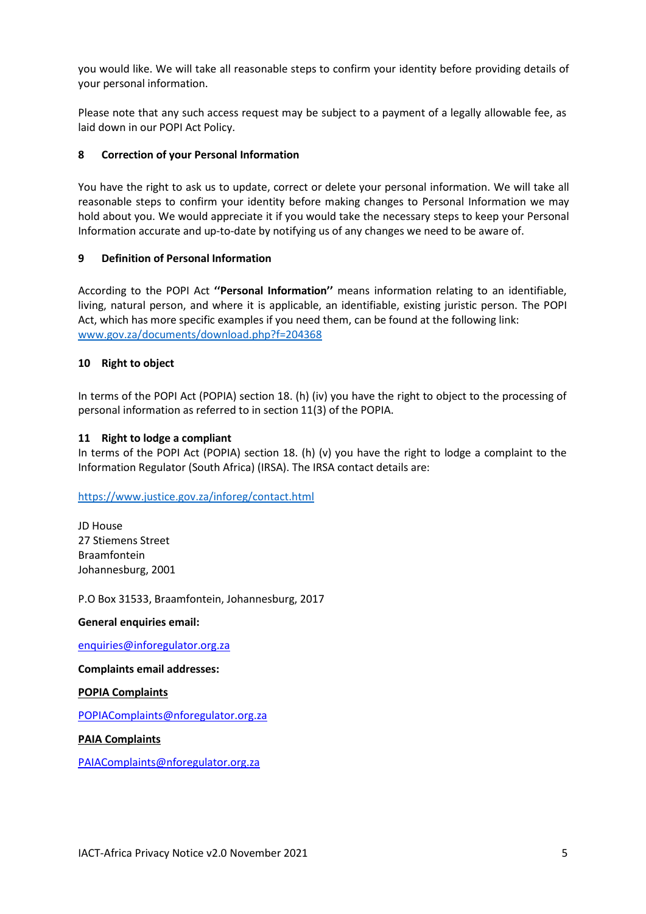you would like. We will take all reasonable steps to confirm your identity before providing details of your personal information.

Please note that any such access request may be subject to a payment of a legally allowable fee, as laid down in our POPI Act Policy.

## 8 Correction of your Personal Information

You have the right to ask us to update, correct or delete your personal information. We will take all reasonable steps to confirm your identity before making changes to Personal Information we may hold about you. We would appreciate it if you would take the necessary steps to keep your Personal Information accurate and up-to-date by notifying us of any changes we need to be aware of.

## 9 Definition of Personal Information

According to the POPI Act **''Personal Information''** means information relating to an identifiable, living, natural person, and where it is applicable, an identifiable, existing juristic person. The POPI Act, which has more specific examples if you need them, can be found at the following link: [www.gov.za/documents/download.php?f=204368](www.gov.za/documents/download.php?f=204368)

## 10 Right to object

In terms of the POPI Act (POPIA) section 18. (h) (iv) you have the right to object to the processing of personal information as referred to in section 11(3) of the POPIA.

## 11 Right to lodge a compliant

In terms of the POPI Act (POPIA) section 18. (h) (v) you have the right to lodge a complaint to the Information Regulator (South Africa) (IRSA). The IRSA contact details are:

[https://www.justice.gov.za/inforeg/contact.html](https://www.justice.gov.za/inforeg/contact.html)

JD House
27 Stiemens Street
Braamfontein
Johannesburg, 2001

P.O Box 31533, Braamfontein, Johannesburg, 2017

**General enquiries email:**

[enquiries@inforegulator.org.za](mailto:enquiries@inforegulator.org.za)

**Complaints email addresses:**

**POPIA Complaints**

[POPIAComplaints@nforegulator.org.za](mailto:POPIAComplaints@nforegulator.org.za)

**PAIA Complaints**

[PAIAComplaints@nforegulator.org.za](mailto:PAIAComplaints@nforegulator.org.za)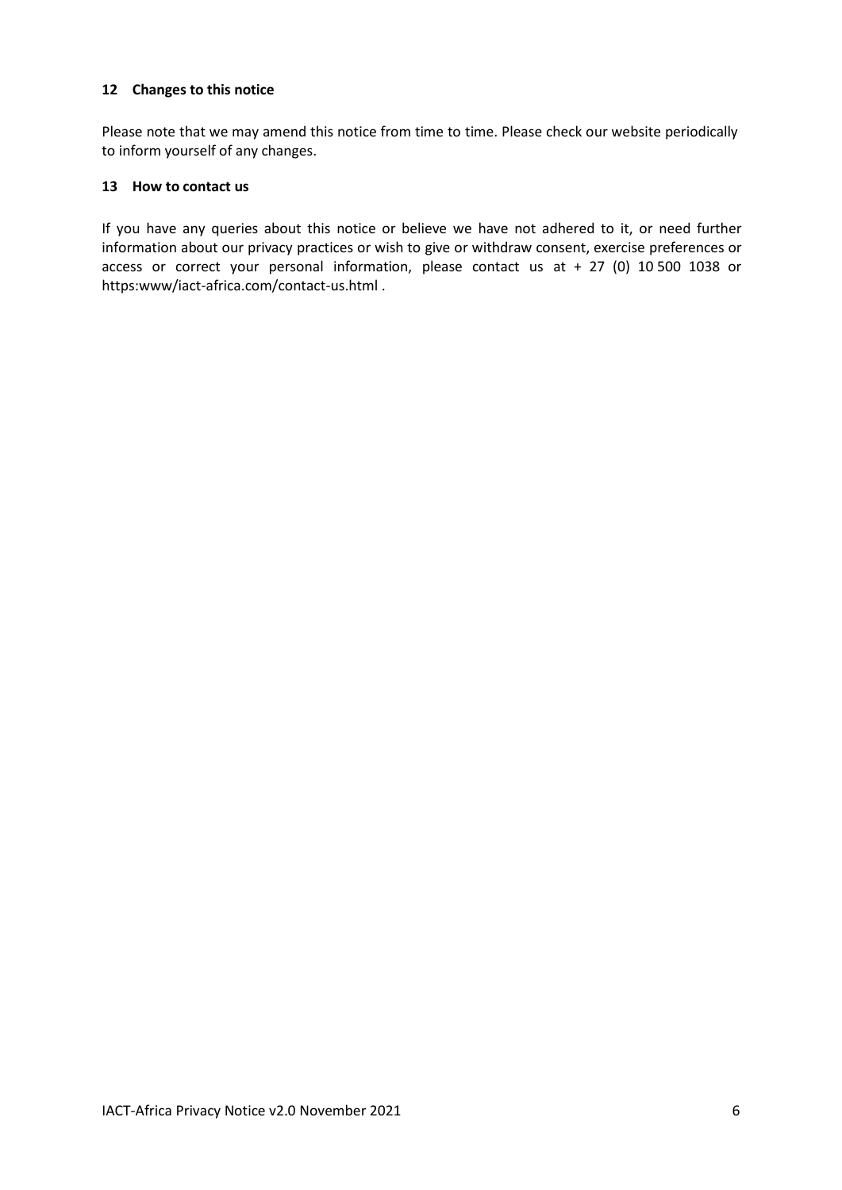## 12 Changes to this notice

Please note that we may amend this notice from time to time. Please check our website periodically to inform yourself of any changes.

## 13 How to contact us

If you have any queries about this notice or believe we have not adhered to it, or need further information about our privacy practices or wish to give or withdraw consent, exercise preferences or access or correct your personal information, please contact us at + 27 (0) 10 500 1038 or https:www/iact-africa.com/contact-us.html .